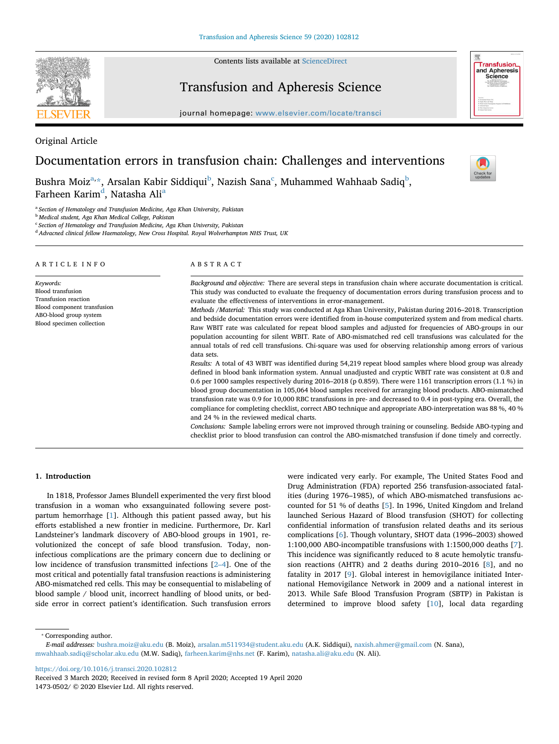Original Article

# Documentation errors in transfusion chain: Challenges and interventions

Bushra Moiz[a,*], Arsalan Kabir Siddiqui[b], Nazish Sana[c], Muhammed Wahhaab Sadiq[b], Farheen Karim[d], Natasha Ali[a]

[a] Section of Hematology and Transfusion Medicine, Aga Khan University, Pakistan
[b] Medical student, Aga Khan Medical College, Pakistan
[c] Section of Hematology and Transfusion Medicine, Aga Khan University, Pakistan
[d] Advacned clinical fellow Haematology, New Cross Hospital. Royal Wolverhampton NHS Trust, UK

## ARTICLE INFO

*Keywords:*
Blood transfusion
Transfusion reaction
Blood component transfusion
ABO-blood group system
Blood specimen collection

## ABSTRACT

*Background and objective:* There are several steps in transfusion chain where accurate documentation is critical. This study was conducted to evaluate the frequency of documentation errors during transfusion process and to evaluate the effectiveness of interventions in error-management.

*Methods /Material:* This study was conducted at Aga Khan University, Pakistan during 2016–2018. Transcription and bedside documentation errors were identified from in-house computerized system and from medical charts. Raw WBIT rate was calculated for repeat blood samples and adjusted for frequencies of ABO-groups in our population accounting for silent WBIT. Rate of ABO-mismatched red cell transfusions was calculated for the annual totals of red cell transfusions. Chi-square was used for observing relationship among errors of various data sets.

*Results:* A total of 43 WBIT was identified during 54,219 repeat blood samples where blood group was already defined in blood bank information system. Annual unadjusted and cryptic WBIT rate was consistent at 0.8 and 0.6 per 1000 samples respectively during 2016–2018 (p 0.859). There were 1161 transcription errors (1.1 %) in blood group documentation in 105,064 blood samples received for arranging blood products. ABO-mismatched transfusion rate was 0.9 for 10,000 RBC transfusions in pre- and decreased to 0.4 in post-typing era. Overall, the compliance for completing checklist, correct ABO technique and appropriate ABO-interpretation was 88 %, 40 % and 24 % in the reviewed medical charts.

*Conclusions:* Sample labeling errors were not improved through training or counseling. Bedside ABO-typing and checklist prior to blood transfusion can control the ABO-mismatched transfusion if done timely and correctly.

## 1. Introduction

In 1818, Professor James Blundell experimented the very first blood transfusion in a woman who exsanguinated following severe postpartum hemorrhage [1]. Although this patient passed away, but his efforts established a new frontier in medicine. Furthermore, Dr. Karl Landsteiner's landmark discovery of ABO-blood groups in 1901, revolutionized the concept of safe blood transfusion. Today, non-infectious complications are the primary concern due to declining or low incidence of transfusion transmitted infections [2–4]. One of the most critical and potentially fatal transfusion reactions is administering ABO-mismatched red cells. This may be consequential to mislabeling of blood sample / blood unit, incorrect handling of blood units, or bedside error in correct patient's identification. Such transfusion errors were indicated very early. For example, The United States Food and Drug Administration (FDA) reported 256 transfusion-associated fatalities (during 1976–1985), of which ABO-mismatched transfusions accounted for 51 % of deaths [5]. In 1996, United Kingdom and Ireland launched Serious Hazard of Blood transfusion (SHOT) for collecting confidential information of transfusion related deaths and its serious complications [6]. Though voluntary, SHOT data (1996–2003) showed 1:100,000 ABO-incompatible transfusions with 1:1500,000 deaths [7]. This incidence was significantly reduced to 8 acute hemolytic transfusion reactions (AHTR) and 2 deaths during 2010–2016 [8], and no fatality in 2017 [9]. Global interest in hemovigilance initiated International Hemovigilance Network in 2009 and a national interest in 2013. While Safe Blood Transfusion Program (SBTP) in Pakistan is determined to improve blood safety [10], local data regarding

* Corresponding author.
*E-mail addresses:* bushra.moiz@aku.edu (B. Moiz), arsalan.m511934@student.aku.edu (A.K. Siddiqui), naxish.ahmer@gmail.com (N. Sana), mwahhaab.sadiq@scholar.aku.edu (M.W. Sadiq), farheen.karim@nhs.net (F. Karim), natasha.ali@aku.edu (N. Ali).

https://doi.org/10.1016/j.transci.2020.102812
Received 3 March 2020; Received in revised form 8 April 2020; Accepted 19 April 2020
1473-0502/ © 2020 Elsevier Ltd. All rights reserved.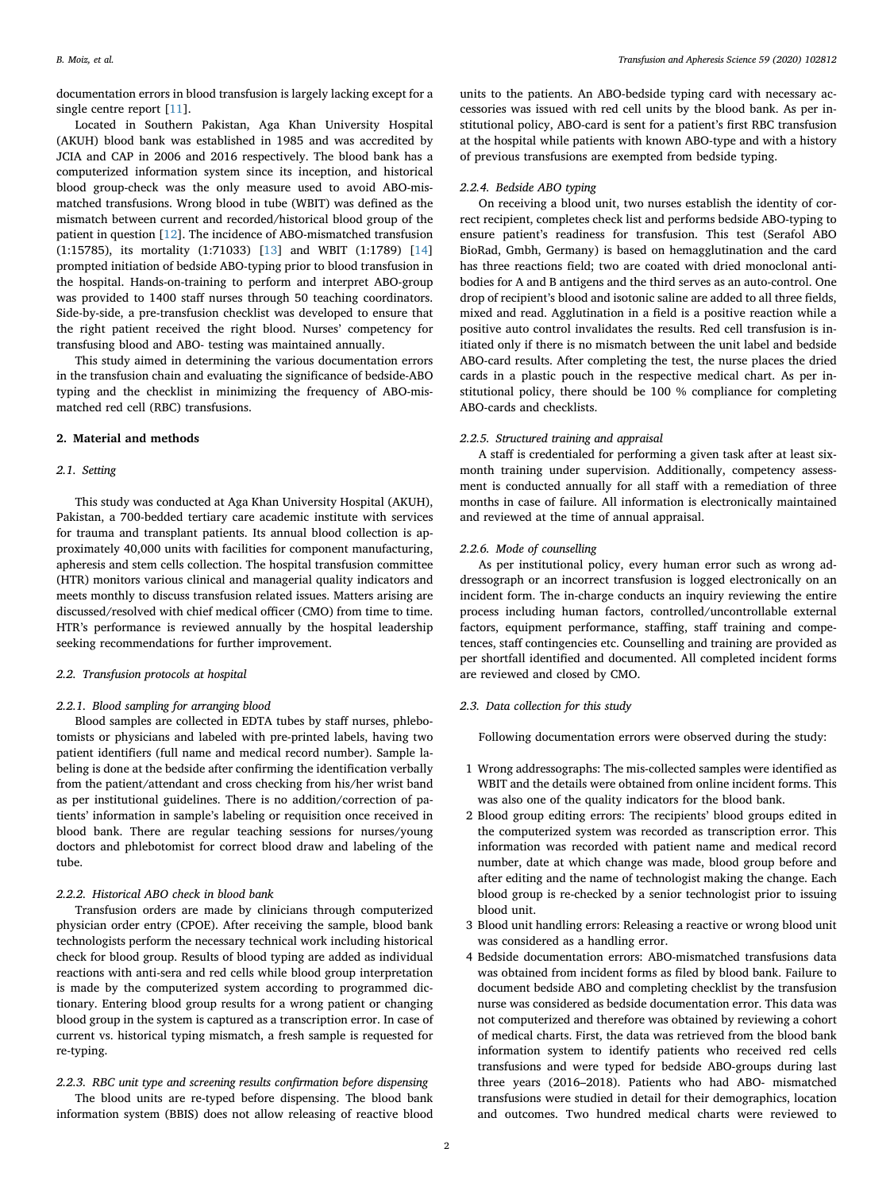documentation errors in blood transfusion is largely lacking except for a single centre report [11].

Located in Southern Pakistan, Aga Khan University Hospital (AKUH) blood bank was established in 1985 and was accredited by JCIA and CAP in 2006 and 2016 respectively. The blood bank has a computerized information system since its inception, and historical blood group-check was the only measure used to avoid ABO-mismatched transfusions. Wrong blood in tube (WBIT) was defined as the mismatch between current and recorded/historical blood group of the patient in question [12]. The incidence of ABO-mismatched transfusion (1:15785), its mortality (1:71033) [13] and WBIT (1:1789) [14] prompted initiation of bedside ABO-typing prior to blood transfusion in the hospital. Hands-on-training to perform and interpret ABO-group was provided to 1400 staff nurses through 50 teaching coordinators. Side-by-side, a pre-transfusion checklist was developed to ensure that the right patient received the right blood. Nurses' competency for transfusing blood and ABO- testing was maintained annually.

This study aimed in determining the various documentation errors in the transfusion chain and evaluating the significance of bedside-ABO typing and the checklist in minimizing the frequency of ABO-mismatched red cell (RBC) transfusions.

## 2. Material and methods

### 2.1. Setting

This study was conducted at Aga Khan University Hospital (AKUH), Pakistan, a 700-bedded tertiary care academic institute with services for trauma and transplant patients. Its annual blood collection is approximately 40,000 units with facilities for component manufacturing, apheresis and stem cells collection. The hospital transfusion committee (HTR) monitors various clinical and managerial quality indicators and meets monthly to discuss transfusion related issues. Matters arising are discussed/resolved with chief medical officer (CMO) from time to time. HTR's performance is reviewed annually by the hospital leadership seeking recommendations for further improvement.

### 2.2. Transfusion protocols at hospital

#### 2.2.1. Blood sampling for arranging blood

Blood samples are collected in EDTA tubes by staff nurses, phlebotomists or physicians and labeled with pre-printed labels, having two patient identifiers (full name and medical record number). Sample labeling is done at the bedside after confirming the identification verbally from the patient/attendant and cross checking from his/her wrist band as per institutional guidelines. There is no addition/correction of patients' information in sample's labeling or requisition once received in blood bank. There are regular teaching sessions for nurses/young doctors and phlebotomist for correct blood draw and labeling of the tube.

#### 2.2.2. Historical ABO check in blood bank

Transfusion orders are made by clinicians through computerized physician order entry (CPOE). After receiving the sample, blood bank technologists perform the necessary technical work including historical check for blood group. Results of blood typing are added as individual reactions with anti-sera and red cells while blood group interpretation is made by the computerized system according to programmed dictionary. Entering blood group results for a wrong patient or changing blood group in the system is captured as a transcription error. In case of current vs. historical typing mismatch, a fresh sample is requested for re-typing.

#### 2.2.3. RBC unit type and screening results confirmation before dispensing

The blood units are re-typed before dispensing. The blood bank information system (BBIS) does not allow releasing of reactive blood units to the patients. An ABO-bedside typing card with necessary accessories was issued with red cell units by the blood bank. As per institutional policy, ABO-card is sent for a patient's first RBC transfusion at the hospital while patients with known ABO-type and with a history of previous transfusions are exempted from bedside typing.

#### 2.2.4. Bedside ABO typing

On receiving a blood unit, two nurses establish the identity of correct recipient, completes check list and performs bedside ABO-typing to ensure patient's readiness for transfusion. This test (Serafol ABO BioRad, Gmbh, Germany) is based on hemagglutination and the card has three reactions field; two are coated with dried monoclonal antibodies for A and B antigens and the third serves as an auto-control. One drop of recipient's blood and isotonic saline are added to all three fields, mixed and read. Agglutination in a field is a positive reaction while a positive auto control invalidates the results. Red cell transfusion is initiated only if there is no mismatch between the unit label and bedside ABO-card results. After completing the test, the nurse places the dried cards in a plastic pouch in the respective medical chart. As per institutional policy, there should be 100 % compliance for completing ABO-cards and checklists.

#### 2.2.5. Structured training and appraisal

A staff is credentialed for performing a given task after at least six-month training under supervision. Additionally, competency assessment is conducted annually for all staff with a remediation of three months in case of failure. All information is electronically maintained and reviewed at the time of annual appraisal.

#### 2.2.6. Mode of counselling

As per institutional policy, every human error such as wrong addressograph or an incorrect transfusion is logged electronically on an incident form. The in-charge conducts an inquiry reviewing the entire process including human factors, controlled/uncontrollable external factors, equipment performance, staffing, staff training and competences, staff contingencies etc. Counselling and training are provided as per shortfall identified and documented. All completed incident forms are reviewed and closed by CMO.

### 2.3. Data collection for this study

Following documentation errors were observed during the study:

1. Wrong addressographs: The mis-collected samples were identified as WBIT and the details were obtained from online incident forms. This was also one of the quality indicators for the blood bank.
2. Blood group editing errors: The recipients' blood groups edited in the computerized system was recorded as transcription error. This information was recorded with patient name and medical record number, date at which change was made, blood group before and after editing and the name of technologist making the change. Each blood group is re-checked by a senior technologist prior to issuing blood unit.
3. Blood unit handling errors: Releasing a reactive or wrong blood unit was considered as a handling error.
4. Bedside documentation errors: ABO-mismatched transfusions data was obtained from incident forms as filed by blood bank. Failure to document bedside ABO and completing checklist by the transfusion nurse was considered as bedside documentation error. This data was not computerized and therefore was obtained by reviewing a cohort of medical charts. First, the data was retrieved from the blood bank information system to identify patients who received red cells transfusions and were typed for bedside ABO-groups during last three years (2016–2018). Patients who had ABO- mismatched transfusions were studied in detail for their demographics, location and outcomes. Two hundred medical charts were reviewed to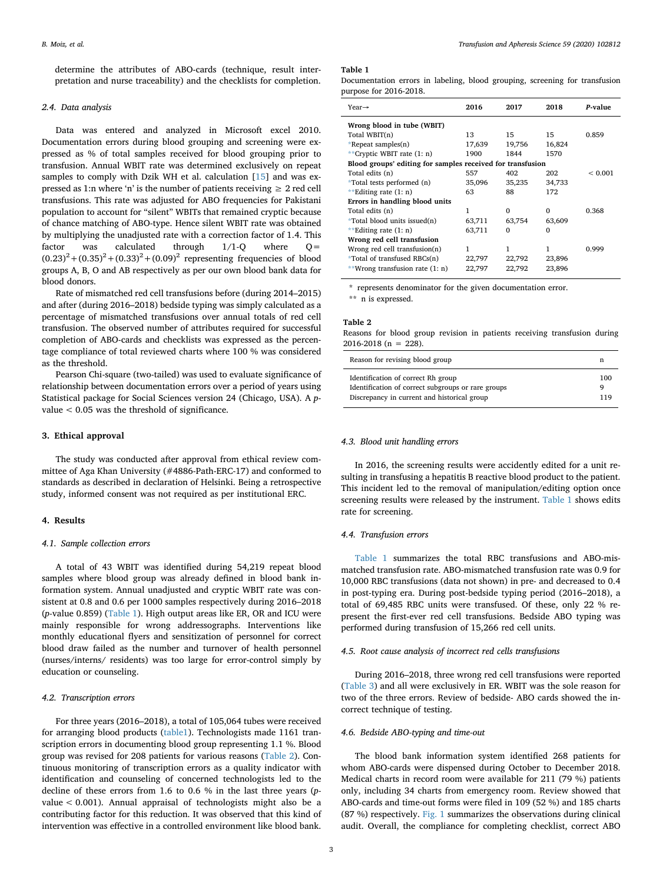determine the attributes of ABO-cards (technique, result interpretation and nurse traceability) and the checklists for completion.

### 2.4. Data analysis

Data was entered and analyzed in Microsoft excel 2010. Documentation errors during blood grouping and screening were expressed as % of total samples received for blood grouping prior to transfusion. Annual WBIT rate was determined exclusively on repeat samples to comply with Dzik WH et al. calculation [15] and was expressed as 1:n where 'n' is the number of patients receiving ≥ 2 red cell transfusions. This rate was adjusted for ABO frequencies for Pakistani population to account for "silent" WBITs that remained cryptic because of chance matching of ABO-type. Hence silent WBIT rate was obtained by multiplying the unadjusted rate with a correction factor of 1.4. This factor was calculated through 1/1-Q where $Q = (0.23)^2 + (0.35)^2 + (0.33)^2 + (0.09)^2$ representing frequencies of blood groups A, B, O and AB respectively as per our own blood bank data for blood donors.

Rate of mismatched red cell transfusions before (during 2014–2015) and after (during 2016–2018) bedside typing was simply calculated as a percentage of mismatched transfusions over annual totals of red cell transfusion. The observed number of attributes required for successful completion of ABO-cards and checklists was expressed as the percentage compliance of total reviewed charts where 100 % was considered as the threshold.

Pearson Chi-square (two-tailed) was used to evaluate significance of relationship between documentation errors over a period of years using Statistical package for Social Sciences version 24 (Chicago, USA). A $p$-value < 0.05 was the threshold of significance.

## 3. Ethical approval

The study was conducted after approval from ethical review committee of Aga Khan University (#4886-Path-ERC-17) and conformed to standards as described in declaration of Helsinki. Being a retrospective study, informed consent was not required as per institutional ERC.

## 4. Results

### 4.1. Sample collection errors

A total of 43 WBIT was identified during 54,219 repeat blood samples where blood group was already defined in blood bank information system. Annual unadjusted and cryptic WBIT rate was consistent at 0.8 and 0.6 per 1000 samples respectively during 2016–2018 ($p$-value 0.859) (Table 1). High output areas like ER, OR and ICU were mainly responsible for wrong addressographs. Interventions like monthly educational flyers and sensitization of personnel for correct blood draw failed as the number and turnover of health personnel (nurses/interns/ residents) was too large for error-control simply by education or counseling.

### 4.2. Transcription errors

For three years (2016–2018), a total of 105,064 tubes were received for arranging blood products (table1). Technologists made 1161 transcription errors in documenting blood group representing 1.1 %. Blood group was revised for 208 patients for various reasons (Table 2). Continuous monitoring of transcription errors as a quality indicator with identification and counseling of concerned technologists led to the decline of these errors from 1.6 to 0.6 % in the last three years ($p$-value < 0.001). Annual appraisal of technologists might also be a contributing factor for this reduction. It was observed that this kind of intervention was effective in a controlled environment like blood bank.

**Table 1**
Documentation errors in labeling, blood grouping, screening for transfusion purpose for 2016-2018.

| Year→ | 2016 | 2017 | 2018 | P-value |
|---|---|---|---|---|
| **Wrong blood in tube (WBIT)** | | | | |
| Total WBIT(n) | 13 | 15 | 15 | 0.859 |
| *Repeat samples(n) | 17,639 | 19,756 | 16,824 | |
| **Cryptic WBIT rate (1: n) | 1900 | 1844 | 1570 | |
| **Blood groups' editing for samples received for transfusion** | | | | |
| Total edits (n) | 557 | 402 | 202 | < 0.001 |
| *Total tests performed (n) | 35,096 | 35,235 | 34,733 | |
| **Editing rate (1: n) | 63 | 88 | 172 | |
| **Errors in handling blood units** | | | | |
| Total edits (n) | 1 | 0 | 0 | 0.368 |
| *Total blood units issued(n) | 63,711 | 63,754 | 63,609 | |
| **Editing rate (1: n) | 63,711 | 0 | 0 | |
| **Wrong red cell transfusion** | | | | |
| Wrong red cell transfusion(n) | 1 | 1 | 1 | 0.999 |
| *Total of transfused RBCs(n) | 22,797 | 22,792 | 23,896 | |
| **Wrong transfusion rate (1: n) | 22,797 | 22,792 | 23,896 | |

\* represents denominator for the given documentation error.
\*\* n is expressed.

**Table 2**
Reasons for blood group revision in patients receiving transfusion during 2016-2018 (n = 228).

| Reason for revising blood group | n |
|---|---|
| Identification of correct Rh group | 100 |
| Identification of correct subgroups or rare groups | 9 |
| Discrepancy in current and historical group | 119 |

### 4.3. Blood unit handling errors

In 2016, the screening results were accidently edited for a unit resulting in transfusing a hepatitis B reactive blood product to the patient. This incident led to the removal of manipulation/editing option once screening results were released by the instrument. Table 1 shows edits rate for screening.

### 4.4. Transfusion errors

Table 1 summarizes the total RBC transfusions and ABO-mismatched transfusion rate. ABO-mismatched transfusion rate was 0.9 for 10,000 RBC transfusions (data not shown) in pre- and decreased to 0.4 in post-typing era. During post-bedside typing period (2016–2018), a total of 69,485 RBC units were transfused. Of these, only 22 % represent the first-ever red cell transfusions. Bedside ABO typing was performed during transfusion of 15,266 red cell units.

### 4.5. Root cause analysis of incorrect red cells transfusions

During 2016–2018, three wrong red cell transfusions were reported (Table 3) and all were exclusively in ER. WBIT was the sole reason for two of the three errors. Review of bedside- ABO cards showed the incorrect technique of testing.

### 4.6. Bedside ABO-typing and time-out

The blood bank information system identified 268 patients for whom ABO-cards were dispensed during October to December 2018. Medical charts in record room were available for 211 (79 %) patients only, including 34 charts from emergency room. Review showed that ABO-cards and time-out forms were filed in 109 (52 %) and 185 charts (87 %) respectively. Fig. 1 summarizes the observations during clinical audit. Overall, the compliance for completing checklist, correct ABO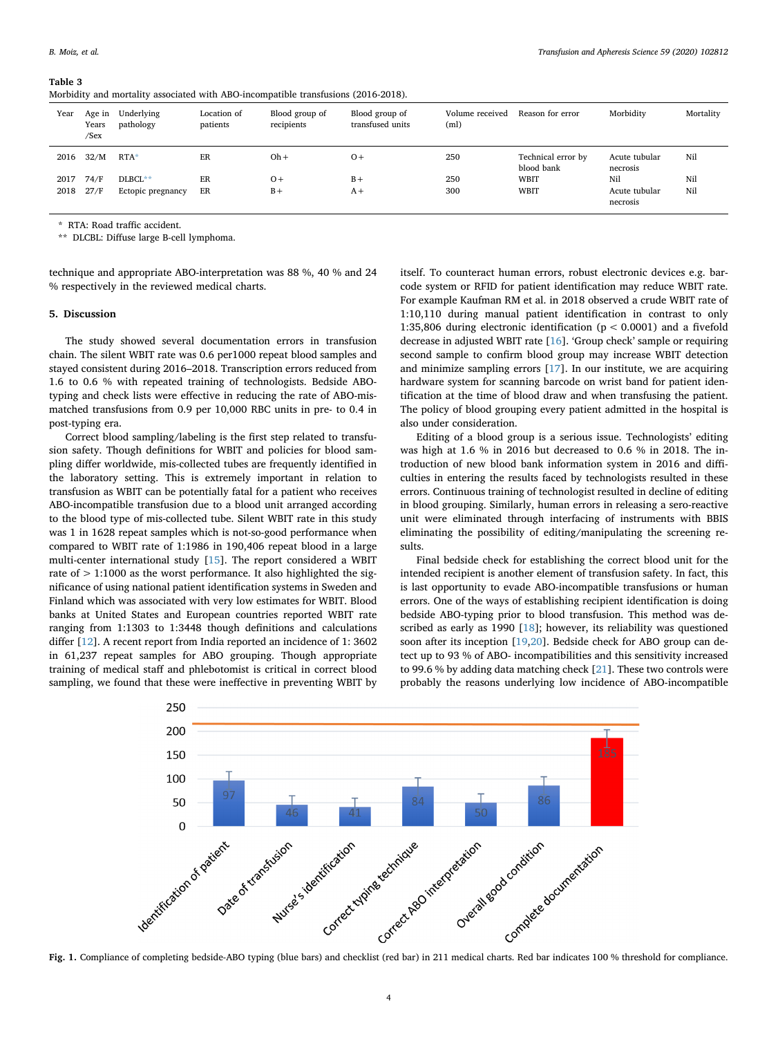**Table 3**
Morbidity and mortality associated with ABO-incompatible transfusions (2016-2018).

| Year | Age in Years /Sex | Underlying pathology | Location of patients | Blood group of recipients | Blood group of transfused units | Volume received (ml) | Reason for error | Morbidity | Mortality |
|---|---|---|---|---|---|---|---|---|---|
| 2016 | 32/M | RTA* | ER | Oh + | O + | 250 | Technical error by blood bank | Acute tubular necrosis | Nil |
| 2017 | 74/F | DLBCL** | ER | O + | B + | 250 | WBIT | Nil | Nil |
| 2018 | 27/F | Ectopic pregnancy | ER | B + | A + | 300 | WBIT | Acute tubular necrosis | Nil |

\* RTA: Road traffic accident.
\** DLCBL: Diffuse large B-cell lymphoma.

technique and appropriate ABO-interpretation was 88 %, 40 % and 24 % respectively in the reviewed medical charts.

## 5. Discussion

The study showed several documentation errors in transfusion chain. The silent WBIT rate was 0.6 per1000 repeat blood samples and stayed consistent during 2016–2018. Transcription errors reduced from 1.6 to 0.6 % with repeated training of technologists. Bedside ABO-typing and check lists were effective in reducing the rate of ABO-mismatched transfusions from 0.9 per 10,000 RBC units in pre- to 0.4 in post-typing era.

Correct blood sampling/labeling is the first step related to transfusion safety. Though definitions for WBIT and policies for blood sampling differ worldwide, mis-collected tubes are frequently identified in the laboratory setting. This is extremely important in relation to transfusion as WBIT can be potentially fatal for a patient who receives ABO-incompatible transfusion due to a blood unit arranged according to the blood type of mis-collected tube. Silent WBIT rate in this study was 1 in 1628 repeat samples which is not-so-good performance when compared to WBIT rate of 1:1986 in 190,406 repeat blood in a large multi-center international study [15]. The report considered a WBIT rate of > 1:1000 as the worst performance. It also highlighted the significance of using national patient identification systems in Sweden and Finland which was associated with very low estimates for WBIT. Blood banks at United States and European countries reported WBIT rate ranging from 1:1303 to 1:3448 though definitions and calculations differ [12]. A recent report from India reported an incidence of 1: 3602 in 61,237 repeat samples for ABO grouping. Though appropriate training of medical staff and phlebotomist is critical in correct blood sampling, we found that these were ineffective in preventing WBIT by itself. To counteract human errors, robust electronic devices e.g. barcode system or RFID for patient identification may reduce WBIT rate. For example Kaufman RM et al. in 2018 observed a crude WBIT rate of 1:10,110 during manual patient identification in contrast to only 1:35,806 during electronic identification ($p < 0.0001$) and a fivefold decrease in adjusted WBIT rate [16]. 'Group check' sample or requiring second sample to confirm blood group may increase WBIT detection and minimize sampling errors [17]. In our institute, we are acquiring hardware system for scanning barcode on wrist band for patient identification at the time of blood draw and when transfusing the patient. The policy of blood grouping every patient admitted in the hospital is also under consideration.

Editing of a blood group is a serious issue. Technologists' editing was high at 1.6 % in 2016 but decreased to 0.6 % in 2018. The introduction of new blood bank information system in 2016 and difficulties in entering the results faced by technologists resulted in these errors. Continuous training of technologist resulted in decline of editing in blood grouping. Similarly, human errors in releasing a sero-reactive unit were eliminated through interfacing of instruments with BBIS eliminating the possibility of editing/manipulating the screening results.

Final bedside check for establishing the correct blood unit for the intended recipient is another element of transfusion safety. In fact, this is last opportunity to evade ABO-incompatible transfusions or human errors. One of the ways of establishing recipient identification is doing bedside ABO-typing prior to blood transfusion. This method was described as early as 1990 [18]; however, its reliability was questioned soon after its inception [19,20]. Bedside check for ABO group can detect up to 93 % of ABO- incompatibilities and this sensitivity increased to 99.6 % by adding data matching check [21]. These two controls were probably the reasons underlying low incidence of ABO-incompatible

**Fig. 1.** Compliance of completing bedside-ABO typing (blue bars) and checklist (red bar) in 211 medical charts. Red bar indicates 100 % threshold for compliance.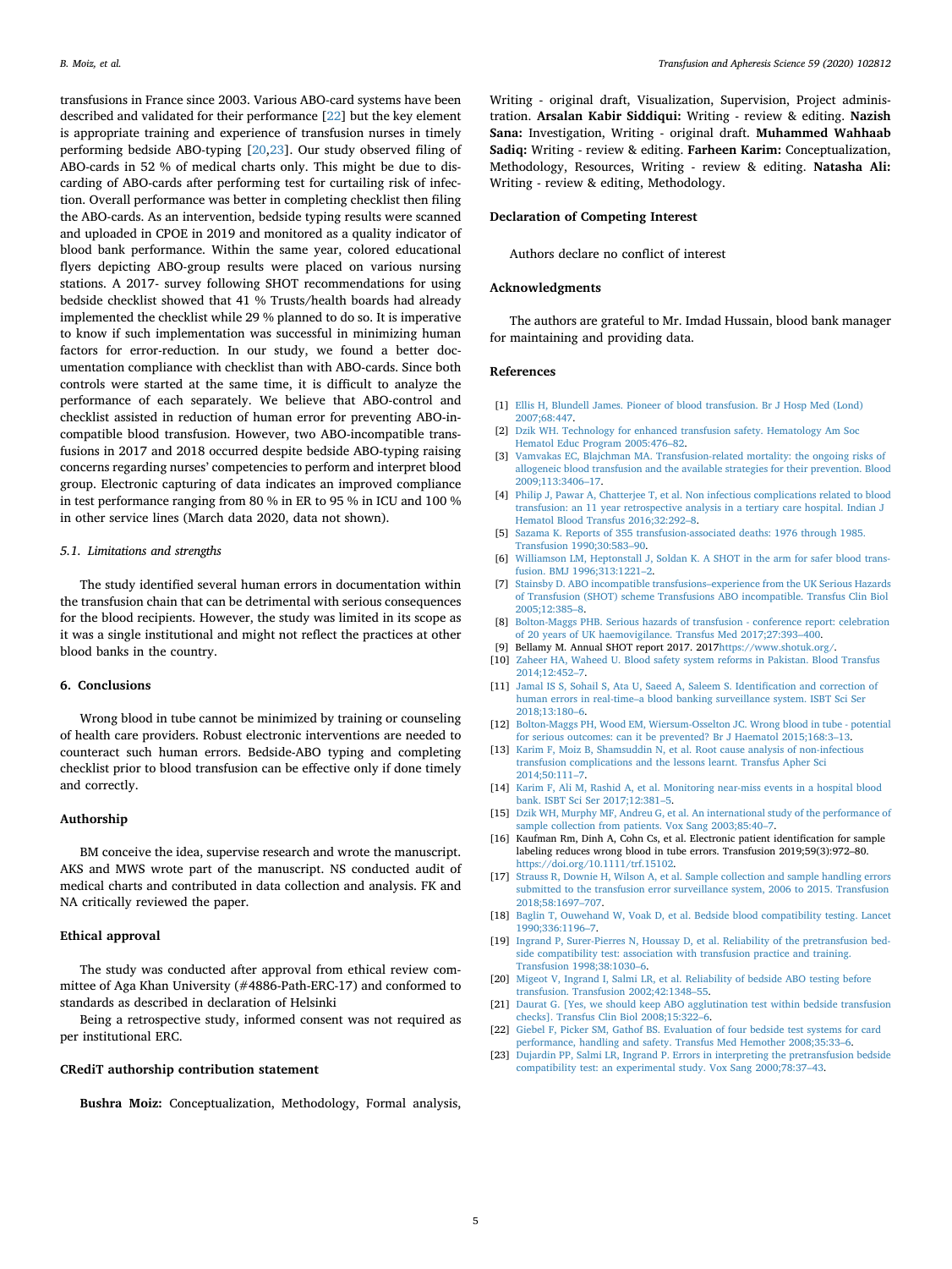transfusions in France since 2003. Various ABO-card systems have been described and validated for their performance [22] but the key element is appropriate training and experience of transfusion nurses in timely performing bedside ABO-typing [20,23]. Our study observed filing of ABO-cards in 52 % of medical charts only. This might be due to discarding of ABO-cards after performing test for curtailing risk of infection. Overall performance was better in completing checklist then filing the ABO-cards. As an intervention, bedside typing results were scanned and uploaded in CPOE in 2019 and monitored as a quality indicator of blood bank performance. Within the same year, colored educational flyers depicting ABO-group results were placed on various nursing stations. A 2017- survey following SHOT recommendations for using bedside checklist showed that 41 % Trusts/health boards had already implemented the checklist while 29 % planned to do so. It is imperative to know if such implementation was successful in minimizing human factors for error-reduction. In our study, we found a better documentation compliance with checklist than with ABO-cards. Since both controls were started at the same time, it is difficult to analyze the performance of each separately. We believe that ABO-control and checklist assisted in reduction of human error for preventing ABO-incompatible blood transfusion. However, two ABO-incompatible transfusions in 2017 and 2018 occurred despite bedside ABO-typing raising concerns regarding nurses' competencies to perform and interpret blood group. Electronic capturing of data indicates an improved compliance in test performance ranging from 80 % in ER to 95 % in ICU and 100 % in other service lines (March data 2020, data not shown).

### *5.1. Limitations and strengths*

The study identified several human errors in documentation within the transfusion chain that can be detrimental with serious consequences for the blood recipients. However, the study was limited in its scope as it was a single institutional and might not reflect the practices at other blood banks in the country.

## 6. Conclusions

Wrong blood in tube cannot be minimized by training or counseling of health care providers. Robust electronic interventions are needed to counteract such human errors. Bedside-ABO typing and completing checklist prior to blood transfusion can be effective only if done timely and correctly.

## Authorship

BM conceive the idea, supervise research and wrote the manuscript. AKS and MWS wrote part of the manuscript. NS conducted audit of medical charts and contributed in data collection and analysis. FK and NA critically reviewed the paper.

## Ethical approval

The study was conducted after approval from ethical review committee of Aga Khan University (#4886-Path-ERC-17) and conformed to standards as described in declaration of Helsinki

Being a retrospective study, informed consent was not required as per institutional ERC.

## CRediT authorship contribution statement

**Bushra Moiz:** Conceptualization, Methodology, Formal analysis, Writing - original draft, Visualization, Supervision, Project administration. **Arsalan Kabir Siddiqui:** Writing - review & editing. **Nazish Sana:** Investigation, Writing - original draft. **Muhammed Wahhaab Sadiq:** Writing - review & editing. **Farheen Karim:** Conceptualization, Methodology, Resources, Writing - review & editing. **Natasha Ali:** Writing - review & editing, Methodology.

## Declaration of Competing Interest

Authors declare no conflict of interest

## Acknowledgments

The authors are grateful to Mr. Imdad Hussain, blood bank manager for maintaining and providing data.

## References

[1] Ellis H, Blundell James. Pioneer of blood transfusion. Br J Hosp Med (Lond) 2007;68:447.
[2] Dzik WH. Technology for enhanced transfusion safety. Hematology Am Soc Hematol Educ Program 2005:476–82.
[3] Vamvakas EC, Blajchman MA. Transfusion-related mortality: the ongoing risks of allogeneic blood transfusion and the available strategies for their prevention. Blood 2009;113:3406–17.
[4] Philip J, Pawar A, Chatterjee T, et al. Non infectious complications related to blood transfusion: an 11 year retrospective analysis in a tertiary care hospital. Indian J Hematol Blood Transfus 2016;32:292–8.
[5] Sazama K. Reports of 355 transfusion-associated deaths: 1976 through 1985. Transfusion 1990;30:583–90.
[6] Williamson LM, Heptonstall J, Soldan K. A SHOT in the arm for safer blood transfusion. BMJ 1996;313:1221–2.
[7] Stainsby D. ABO incompatible transfusions–experience from the UK Serious Hazards of Transfusion (SHOT) scheme Transfusions ABO incompatible. Transfus Clin Biol 2005;12:385–8.
[8] Bolton-Maggs PHB. Serious hazards of transfusion - conference report: celebration of 20 years of UK haemovigilance. Transfus Med 2017;27:393–400.
[9] Bellamy M. Annual SHOT report 2017. 2017https://www.shotuk.org/.
[10] Zaheer HA, Waheed U. Blood safety system reforms in Pakistan. Blood Transfus 2014;12:452–7.
[11] Jamal IS S, Sohail S, Ata U, Saeed A, Saleem S. Identification and correction of human errors in real-time–a blood banking surveillance system. ISBT Sci Ser 2018;13:180–6.
[12] Bolton-Maggs PH, Wood EM, Wiersum-Osselton JC. Wrong blood in tube - potential for serious outcomes: can it be prevented? Br J Haematol 2015;168:3–13.
[13] Karim F, Moiz B, Shamsuddin N, et al. Root cause analysis of non-infectious transfusion complications and the lessons learnt. Transfus Apher Sci 2014;50:111–7.
[14] Karim F, Ali M, Rashid A, et al. Monitoring near-miss events in a hospital blood bank. ISBT Sci Ser 2017;12:381–5.
[15] Dzik WH, Murphy MF, Andreu G, et al. An international study of the performance of sample collection from patients. Vox Sang 2003;85:40–7.
[16] Kaufman Rm, Dinh A, Cohn Cs, et al. Electronic patient identification for sample labeling reduces wrong blood in tube errors. Transfusion 2019;59(3):972–80. https://doi.org/10.1111/trf.15102.
[17] Strauss R, Downie H, Wilson A, et al. Sample collection and sample handling errors submitted to the transfusion error surveillance system, 2006 to 2015. Transfusion 2018;58:1697–707.
[18] Baglin T, Ouwehand W, Voak D, et al. Bedside blood compatibility testing. Lancet 1990;336:1196–7.
[19] Ingrand P, Surer-Pierres N, Houssay D, et al. Reliability of the pretransfusion bedside compatibility test: association with transfusion practice and training. Transfusion 1998;38:1030–6.
[20] Migeot V, Ingrand I, Salmi LR, et al. Reliability of bedside ABO testing before transfusion. Transfusion 2002;42:1348–55.
[21] Daurat G. [Yes, we should keep ABO agglutination test within bedside transfusion checks]. Transfus Clin Biol 2008;15:322–6.
[22] Giebel F, Picker SM, Gathof BS. Evaluation of four bedside test systems for card performance, handling and safety. Transfus Med Hemother 2008;35:33–6.
[23] Dujardin PP, Salmi LR, Ingrand P. Errors in interpreting the pretransfusion bedside compatibility test: an experimental study. Vox Sang 2000;78:37–43.